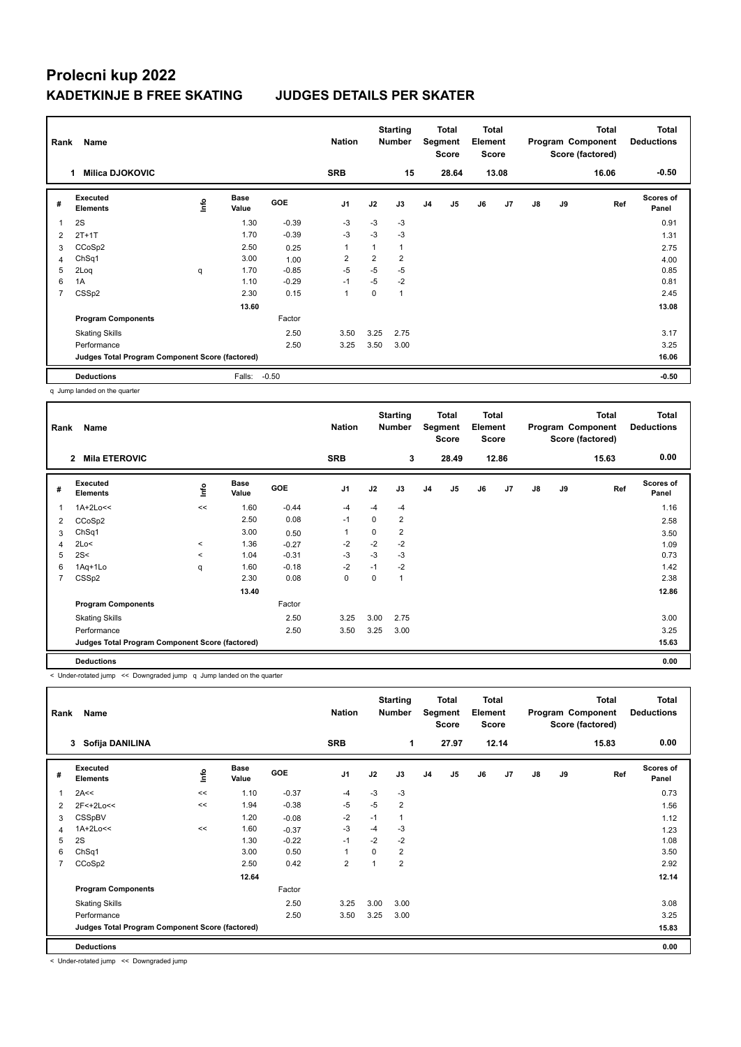# Prolecni kup 2022

## KADETKINJE B FREE SKATING JUDGES DETAILS PER SKATER

| Rank | Name | Nation | Starting Number | Total Segment Score | Total Element Score | Total Program Component Score (factored) | Total Deductions |
|---|---|---|---|---|---|---|---|
| 1 | Milica DJOKOVIC | SRB | 15 | 28.64 | 13.08 | 16.06 | -0.50 |

| # | Executed Elements | Info | Base Value | GOE | J1 | J2 | J3 | J4 | J5 | J6 | J7 | J8 | J9 | Ref | Scores of Panel |
|---|---|---|---|---|---|---|---|---|---|---|---|---|---|---|---|
| 1 | 2S | | 1.30 | -0.39 | -3 | -3 | -3 | | | | | | | | 0.91 |
| 2 | 2T+1T | | 1.70 | -0.39 | -3 | -3 | -3 | | | | | | | | 1.31 |
| 3 | CCoSp2 | | 2.50 | 0.25 | 1 | 1 | 1 | | | | | | | | 2.75 |
| 4 | ChSq1 | | 3.00 | 1.00 | 2 | 2 | 2 | | | | | | | | 4.00 |
| 5 | 2Loq | q | 1.70 | -0.85 | -5 | -5 | -5 | | | | | | | | 0.85 |
| 6 | 1A | | 1.10 | -0.29 | -1 | -5 | -2 | | | | | | | | 0.81 |
| 7 | CSSp2 | | 2.30 | 0.15 | 1 | 0 | 1 | | | | | | | | 2.45 |
| | | | 13.60 | | | | | | | | | | | | 13.08 |
| | Program Components | | | Factor | | | | | | | | | | | |
| | Skating Skills | | | 2.50 | 3.50 | 3.25 | 2.75 | | | | | | | | 3.17 |
| | Performance | | | 2.50 | 3.25 | 3.50 | 3.00 | | | | | | | | 3.25 |
| | Judges Total Program Component Score (factored) | | | | | | | | | | | | | | 16.06 |
| | Deductions | | Falls: | -0.50 | | | | | | | | | | | -0.50 |

q Jump landed on the quarter

| Rank | Name | Nation | Starting Number | Total Segment Score | Total Element Score | Total Program Component Score (factored) | Total Deductions |
|---|---|---|---|---|---|---|---|
| 2 | Mila ETEROVIC | SRB | 3 | 28.49 | 12.86 | 15.63 | 0.00 |

| # | Executed Elements | Info | Base Value | GOE | J1 | J2 | J3 | J4 | J5 | J6 | J7 | J8 | J9 | Ref | Scores of Panel |
|---|---|---|---|---|---|---|---|---|---|---|---|---|---|---|---|
| 1 | 1A+2Lo<< | << | 1.60 | -0.44 | -4 | -4 | -4 | | | | | | | | 1.16 |
| 2 | CCoSp2 | | 2.50 | 0.08 | -1 | 0 | 2 | | | | | | | | 2.58 |
| 3 | ChSq1 | | 3.00 | 0.50 | 1 | 0 | 2 | | | | | | | | 3.50 |
| 4 | 2Lo< | < | 1.36 | -0.27 | -2 | -2 | -2 | | | | | | | | 1.09 |
| 5 | 2S< | < | 1.04 | -0.31 | -3 | -3 | -3 | | | | | | | | 0.73 |
| 6 | 1Aq+1Lo | q | 1.60 | -0.18 | -2 | -1 | -2 | | | | | | | | 1.42 |
| 7 | CSSp2 | | 2.30 | 0.08 | 0 | 0 | 1 | | | | | | | | 2.38 |
| | | | 13.40 | | | | | | | | | | | | 12.86 |
| | Program Components | | | Factor | | | | | | | | | | | |
| | Skating Skills | | | 2.50 | 3.25 | 3.00 | 2.75 | | | | | | | | 3.00 |
| | Performance | | | 2.50 | 3.50 | 3.25 | 3.00 | | | | | | | | 3.25 |
| | Judges Total Program Component Score (factored) | | | | | | | | | | | | | | 15.63 |
| | Deductions | | | | | | | | | | | | | | 0.00 |

< Under-rotated jump << Downgraded jump q Jump landed on the quarter

| Rank | Name | Nation | Starting Number | Total Segment Score | Total Element Score | Total Program Component Score (factored) | Total Deductions |
|---|---|---|---|---|---|---|---|
| 3 | Sofija DANILINA | SRB | 1 | 27.97 | 12.14 | 15.83 | 0.00 |

| # | Executed Elements | Info | Base Value | GOE | J1 | J2 | J3 | J4 | J5 | J6 | J7 | J8 | J9 | Ref | Scores of Panel |
|---|---|---|---|---|---|---|---|---|---|---|---|---|---|---|---|
| 1 | 2A<< | << | 1.10 | -0.37 | -4 | -3 | -3 | | | | | | | | 0.73 |
| 2 | 2F<+2Lo<< | << | 1.94 | -0.38 | -5 | -5 | 2 | | | | | | | | 1.56 |
| 3 | CSSpBV | | 1.20 | -0.08 | -2 | -1 | 1 | | | | | | | | 1.12 |
| 4 | 1A+2Lo<< | << | 1.60 | -0.37 | -3 | -4 | -3 | | | | | | | | 1.23 |
| 5 | 2S | | 1.30 | -0.22 | -1 | -2 | -2 | | | | | | | | 1.08 |
| 6 | ChSq1 | | 3.00 | 0.50 | 1 | 0 | 2 | | | | | | | | 3.50 |
| 7 | CCoSp2 | | 2.50 | 0.42 | 2 | 1 | 2 | | | | | | | | 2.92 |
| | | | 12.64 | | | | | | | | | | | | 12.14 |
| | Program Components | | | Factor | | | | | | | | | | | |
| | Skating Skills | | | 2.50 | 3.25 | 3.00 | 3.00 | | | | | | | | 3.08 |
| | Performance | | | 2.50 | 3.50 | 3.25 | 3.00 | | | | | | | | 3.25 |
| | Judges Total Program Component Score (factored) | | | | | | | | | | | | | | 15.83 |
| | Deductions | | | | | | | | | | | | | | 0.00 |

< Under-rotated jump << Downgraded jump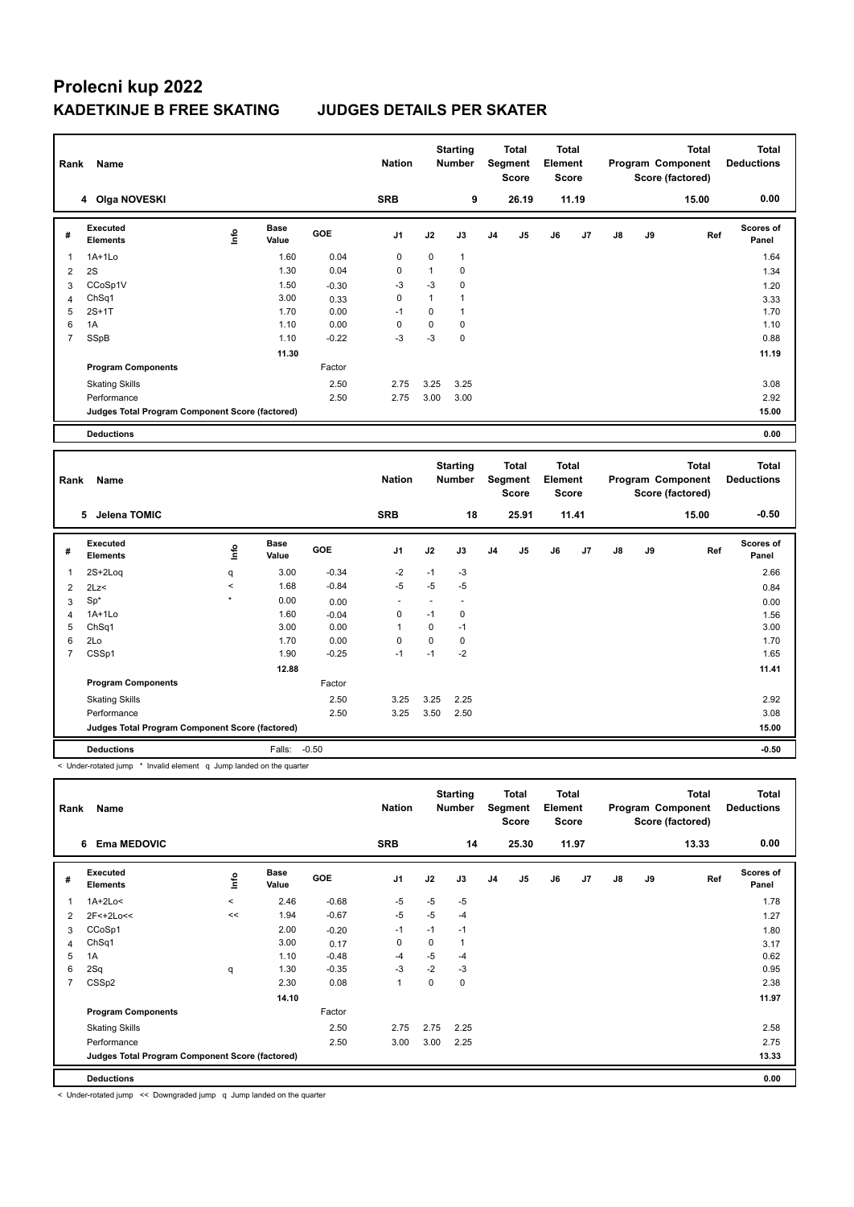# Prolecni kup 2022

## KADETKINJE B FREE SKATING JUDGES DETAILS PER SKATER

| Rank | Name | Nation | Starting Number | Total Segment Score | Total Element Score | Total Program Component Score (factored) | Total Deductions |
|---|---|---|---|---|---|---|---|
| 4 | Olga NOVESKI | SRB | 9 | 26.19 | 11.19 | 15.00 | 0.00 |

| # | Executed Elements | Info | Base Value | GOE | J1 | J2 | J3 | J4 | J5 | J6 | J7 | J8 | J9 | Ref | Scores of Panel |
|---|---|---|---|---|---|---|---|---|---|---|---|---|---|---|---|
| 1 | 1A+1Lo | | 1.60 | 0.04 | 0 | 0 | 1 | | | | | | | | 1.64 |
| 2 | 2S | | 1.30 | 0.04 | 0 | 1 | 0 | | | | | | | | 1.34 |
| 3 | CCoSp1V | | 1.50 | -0.30 | -3 | -3 | 0 | | | | | | | | 1.20 |
| 4 | ChSq1 | | 3.00 | 0.33 | 0 | 1 | 1 | | | | | | | | 3.33 |
| 5 | 2S+1T | | 1.70 | 0.00 | -1 | 0 | 1 | | | | | | | | 1.70 |
| 6 | 1A | | 1.10 | 0.00 | 0 | 0 | 0 | | | | | | | | 1.10 |
| 7 | SSpB | | 1.10 | -0.22 | -3 | -3 | 0 | | | | | | | | 0.88 |
| | | | 11.30 | | | | | | | | | | | | 11.19 |
| | Program Components | | | Factor | | | | | | | | | | | |
| | Skating Skills | | | 2.50 | 2.75 | 3.25 | 3.25 | | | | | | | | 3.08 |
| | Performance | | | 2.50 | 2.75 | 3.00 | 3.00 | | | | | | | | 2.92 |
| | Judges Total Program Component Score (factored) | | | | | | | | | | | | | | 15.00 |
| | Deductions | | | | | | | | | | | | | | 0.00 |

| Rank | Name | Nation | Starting Number | Total Segment Score | Total Element Score | Total Program Component Score (factored) | Total Deductions |
|---|---|---|---|---|---|---|---|
| 5 | Jelena TOMIC | SRB | 18 | 25.91 | 11.41 | 15.00 | -0.50 |

| # | Executed Elements | Info | Base Value | GOE | J1 | J2 | J3 | J4 | J5 | J6 | J7 | J8 | J9 | Ref | Scores of Panel |
|---|---|---|---|---|---|---|---|---|---|---|---|---|---|---|---|
| 1 | 2S+2Loq | q | 3.00 | -0.34 | -2 | -1 | -3 | | | | | | | | 2.66 |
| 2 | 2Lz< | < | 1.68 | -0.84 | -5 | -5 | -5 | | | | | | | | 0.84 |
| 3 | Sp* | * | 0.00 | 0.00 | - | - | - | | | | | | | | 0.00 |
| 4 | 1A+1Lo | | 1.60 | -0.04 | 0 | -1 | 0 | | | | | | | | 1.56 |
| 5 | ChSq1 | | 3.00 | 0.00 | 1 | 0 | -1 | | | | | | | | 3.00 |
| 6 | 2Lo | | 1.70 | 0.00 | 0 | 0 | 0 | | | | | | | | 1.70 |
| 7 | CSSp1 | | 1.90 | -0.25 | -1 | -1 | -2 | | | | | | | | 1.65 |
| | | | 12.88 | | | | | | | | | | | | 11.41 |
| | Program Components | | | Factor | | | | | | | | | | | |
| | Skating Skills | | | 2.50 | 3.25 | 3.25 | 2.25 | | | | | | | | 2.92 |
| | Performance | | | 2.50 | 3.25 | 3.50 | 2.50 | | | | | | | | 3.08 |
| | Judges Total Program Component Score (factored) | | | | | | | | | | | | | | 15.00 |
| | Deductions | | Falls: | -0.50 | | | | | | | | | | | -0.50 |

< Under-rotated jump * Invalid element q Jump landed on the quarter

| Rank | Name | Nation | Starting Number | Total Segment Score | Total Element Score | Total Program Component Score (factored) | Total Deductions |
|---|---|---|---|---|---|---|---|
| 6 | Ema MEDOVIC | SRB | 14 | 25.30 | 11.97 | 13.33 | 0.00 |

| # | Executed Elements | Info | Base Value | GOE | J1 | J2 | J3 | J4 | J5 | J6 | J7 | J8 | J9 | Ref | Scores of Panel |
|---|---|---|---|---|---|---|---|---|---|---|---|---|---|---|---|
| 1 | 1A+2Lo< | < | 2.46 | -0.68 | -5 | -5 | -5 | | | | | | | | 1.78 |
| 2 | 2F<+2Lo<< | << | 1.94 | -0.67 | -5 | -5 | -4 | | | | | | | | 1.27 |
| 3 | CCoSp1 | | 2.00 | -0.20 | -1 | -1 | -1 | | | | | | | | 1.80 |
| 4 | ChSq1 | | 3.00 | 0.17 | 0 | 0 | 1 | | | | | | | | 3.17 |
| 5 | 1A | | 1.10 | -0.48 | -4 | -5 | -4 | | | | | | | | 0.62 |
| 6 | 2Sq | q | 1.30 | -0.35 | -3 | -2 | -3 | | | | | | | | 0.95 |
| 7 | CSSp2 | | 2.30 | 0.08 | 1 | 0 | 0 | | | | | | | | 2.38 |
| | | | 14.10 | | | | | | | | | | | | 11.97 |
| | Program Components | | | Factor | | | | | | | | | | | |
| | Skating Skills | | | 2.50 | 2.75 | 2.75 | 2.25 | | | | | | | | 2.58 |
| | Performance | | | 2.50 | 3.00 | 3.00 | 2.25 | | | | | | | | 2.75 |
| | Judges Total Program Component Score (factored) | | | | | | | | | | | | | | 13.33 |
| | Deductions | | | | | | | | | | | | | | 0.00 |

< Under-rotated jump << Downgraded jump q Jump landed on the quarter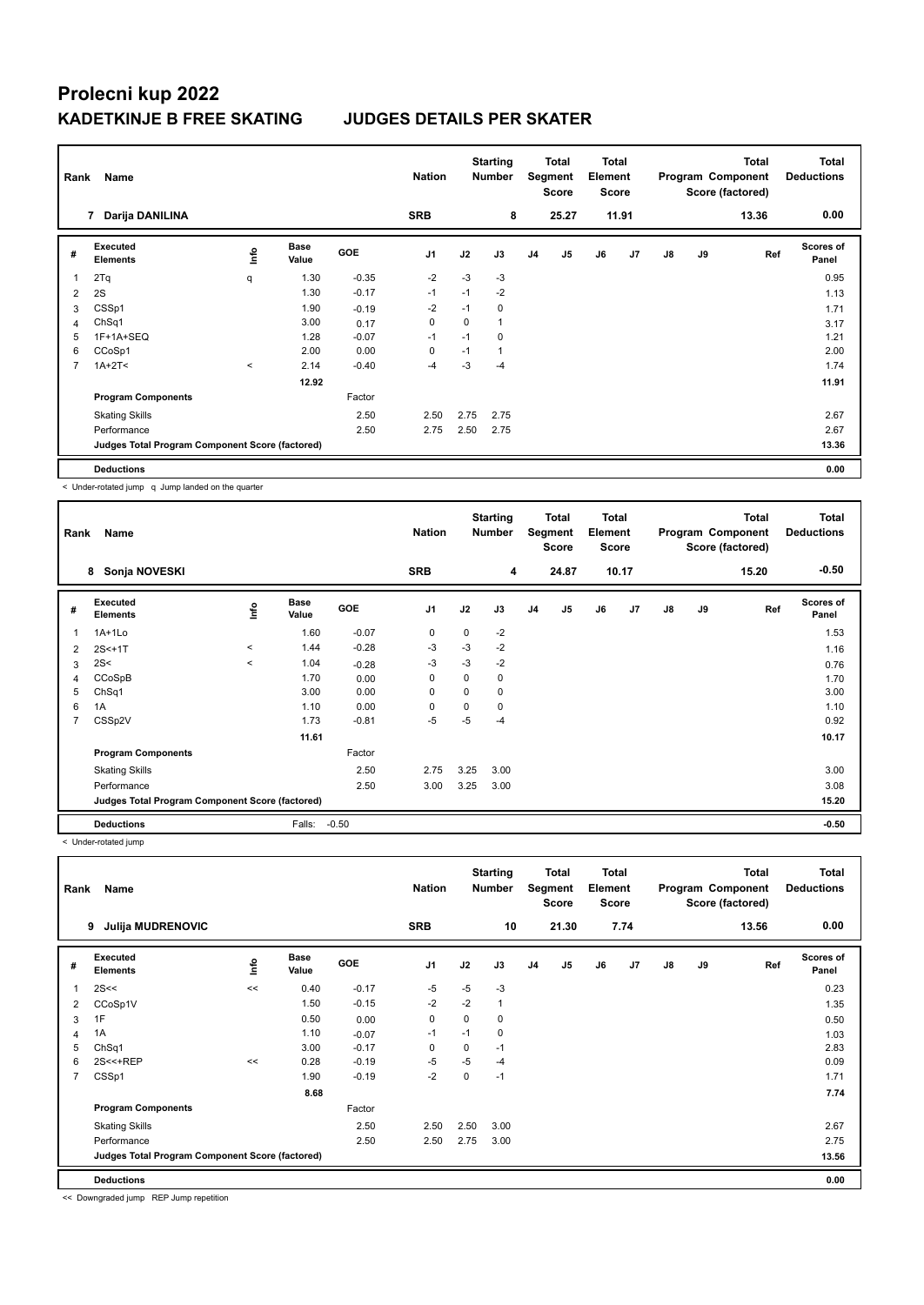# Prolecni kup 2022

## KADETKINJE B FREE SKATING JUDGES DETAILS PER SKATER

| Rank | Name | Nation | Starting Number | Total Segment Score | Total Element Score | Total Program Component Score (factored) | Total Deductions |
|---|---|---|---|---|---|---|---|
| 7 | Darija DANILINA | SRB | 8 | 25.27 | 11.91 | 13.36 | 0.00 |

| # | Executed Elements | Info | Base Value | GOE | J1 | J2 | J3 | J4 | J5 | J6 | J7 | J8 | J9 | Ref | Scores of Panel |
|---|---|---|---|---|---|---|---|---|---|---|---|---|---|---|---|
| 1 | 2Tq | q | 1.30 | -0.35 | -2 | -3 | -3 | | | | | | | | 0.95 |
| 2 | 2S | | 1.30 | -0.17 | -1 | -1 | -2 | | | | | | | | 1.13 |
| 3 | CSSp1 | | 1.90 | -0.19 | -2 | -1 | 0 | | | | | | | | 1.71 |
| 4 | ChSq1 | | 3.00 | 0.17 | 0 | 0 | 1 | | | | | | | | 3.17 |
| 5 | 1F+1A+SEQ | | 1.28 | -0.07 | -1 | -1 | 0 | | | | | | | | 1.21 |
| 6 | CCoSp1 | | 2.00 | 0.00 | 0 | -1 | 1 | | | | | | | | 2.00 |
| 7 | 1A+2T< | < | 2.14 | -0.40 | -4 | -3 | -4 | | | | | | | | 1.74 |
| | | | 12.92 | | | | | | | | | | | | 11.91 |
| | **Program Components** | | | Factor | | | | | | | | | | | |
| | Skating Skills | | | 2.50 | 2.50 | 2.75 | 2.75 | | | | | | | | 2.67 |
| | Performance | | | 2.50 | 2.75 | 2.50 | 2.75 | | | | | | | | 2.67 |
| | **Judges Total Program Component Score (factored)** | | | | | | | | | | | | | | 13.36 |
| | **Deductions** | | | | | | | | | | | | | | 0.00 |

< Under-rotated jump q Jump landed on the quarter

| Rank | Name | Nation | Starting Number | Total Segment Score | Total Element Score | Total Program Component Score (factored) | Total Deductions |
|---|---|---|---|---|---|---|---|
| 8 | Sonja NOVESKI | SRB | 4 | 24.87 | 10.17 | 15.20 | -0.50 |

| # | Executed Elements | Info | Base Value | GOE | J1 | J2 | J3 | J4 | J5 | J6 | J7 | J8 | J9 | Ref | Scores of Panel |
|---|---|---|---|---|---|---|---|---|---|---|---|---|---|---|---|
| 1 | 1A+1Lo | | 1.60 | -0.07 | 0 | 0 | -2 | | | | | | | | 1.53 |
| 2 | 2S<+1T | < | 1.44 | -0.28 | -3 | -3 | -2 | | | | | | | | 1.16 |
| 3 | 2S< | < | 1.04 | -0.28 | -3 | -3 | -2 | | | | | | | | 0.76 |
| 4 | CCoSpB | | 1.70 | 0.00 | 0 | 0 | 0 | | | | | | | | 1.70 |
| 5 | ChSq1 | | 3.00 | 0.00 | 0 | 0 | 0 | | | | | | | | 3.00 |
| 6 | 1A | | 1.10 | 0.00 | 0 | 0 | 0 | | | | | | | | 1.10 |
| 7 | CSSp2V | | 1.73 | -0.81 | -5 | -5 | -4 | | | | | | | | 0.92 |
| | | | 11.61 | | | | | | | | | | | | 10.17 |
| | **Program Components** | | | Factor | | | | | | | | | | | |
| | Skating Skills | | | 2.50 | 2.75 | 3.25 | 3.00 | | | | | | | | 3.00 |
| | Performance | | | 2.50 | 3.00 | 3.25 | 3.00 | | | | | | | | 3.08 |
| | **Judges Total Program Component Score (factored)** | | | | | | | | | | | | | | 15.20 |
| | **Deductions** | | Falls: -0.50 | | | | | | | | | | | | -0.50 |

< Under-rotated jump

| Rank | Name | Nation | Starting Number | Total Segment Score | Total Element Score | Total Program Component Score (factored) | Total Deductions |
|---|---|---|---|---|---|---|---|
| 9 | Julija MUDRENOVIC | SRB | 10 | 21.30 | 7.74 | 13.56 | 0.00 |

| # | Executed Elements | Info | Base Value | GOE | J1 | J2 | J3 | J4 | J5 | J6 | J7 | J8 | J9 | Ref | Scores of Panel |
|---|---|---|---|---|---|---|---|---|---|---|---|---|---|---|---|
| 1 | 2S<< | << | 0.40 | -0.17 | -5 | -5 | -3 | | | | | | | | 0.23 |
| 2 | CCoSp1V | | 1.50 | -0.15 | -2 | -2 | 1 | | | | | | | | 1.35 |
| 3 | 1F | | 0.50 | 0.00 | 0 | 0 | 0 | | | | | | | | 0.50 |
| 4 | 1A | | 1.10 | -0.07 | -1 | -1 | 0 | | | | | | | | 1.03 |
| 5 | ChSq1 | | 3.00 | -0.17 | 0 | 0 | -1 | | | | | | | | 2.83 |
| 6 | 2S<<+REP | << | 0.28 | -0.19 | -5 | -5 | -4 | | | | | | | | 0.09 |
| 7 | CSSp1 | | 1.90 | -0.19 | -2 | 0 | -1 | | | | | | | | 1.71 |
| | | | 8.68 | | | | | | | | | | | | 7.74 |
| | **Program Components** | | | Factor | | | | | | | | | | | |
| | Skating Skills | | | 2.50 | 2.50 | 2.50 | 3.00 | | | | | | | | 2.67 |
| | Performance | | | 2.50 | 2.50 | 2.75 | 3.00 | | | | | | | | 2.75 |
| | **Judges Total Program Component Score (factored)** | | | | | | | | | | | | | | 13.56 |
| | **Deductions** | | | | | | | | | | | | | | 0.00 |

<< Downgraded jump REP Jump repetition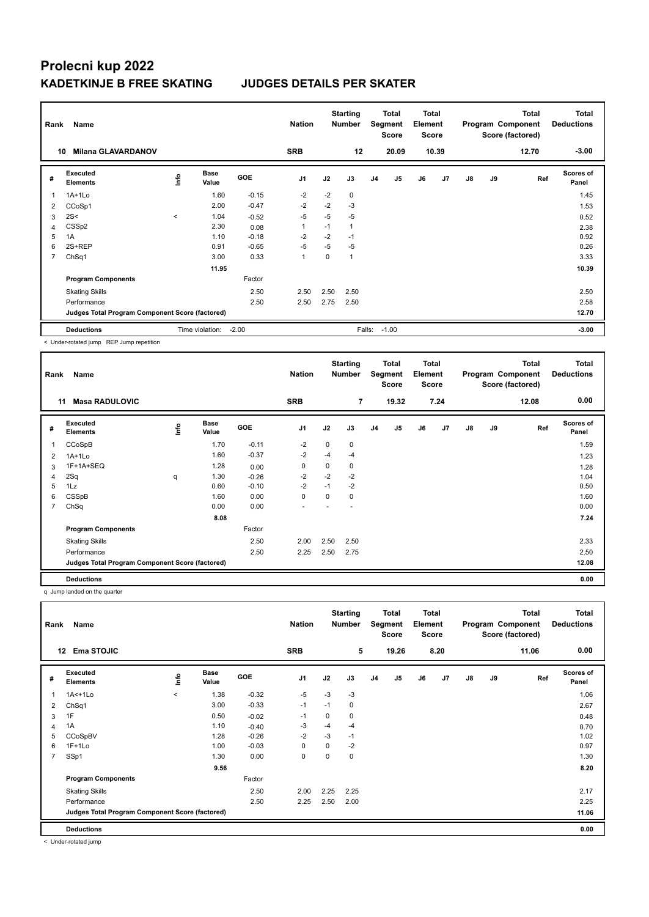# Prolecni kup 2022

## KADETKINJE B FREE SKATING JUDGES DETAILS PER SKATER

| Rank | Name | Nation | Starting Number | Total Segment Score | Total Element Score | Total Program Component Score (factored) | Total Deductions |
|---|---|---|---|---|---|---|---|
| 10 | Milana GLAVARDANOV | SRB | 12 | 20.09 | 10.39 | 12.70 | -3.00 |

| # | Executed Elements | Info | Base Value | GOE | J1 | J2 | J3 | J4 | J5 | J6 | J7 | J8 | J9 | Ref | Scores of Panel |
|---|---|---|---|---|---|---|---|---|---|---|---|---|---|---|---|
| 1 | 1A+1Lo | | 1.60 | -0.15 | -2 | -2 | 0 | | | | | | | | 1.45 |
| 2 | CCoSp1 | | 2.00 | -0.47 | -2 | -2 | -3 | | | | | | | | 1.53 |
| 3 | 2S< | < | 1.04 | -0.52 | -5 | -5 | -5 | | | | | | | | 0.52 |
| 4 | CSSp2 | | 2.30 | 0.08 | 1 | -1 | 1 | | | | | | | | 2.38 |
| 5 | 1A | | 1.10 | -0.18 | -2 | -2 | -1 | | | | | | | | 0.92 |
| 6 | 2S+REP | | 0.91 | -0.65 | -5 | -5 | -5 | | | | | | | | 0.26 |
| 7 | ChSq1 | | 3.00 | 0.33 | 1 | 0 | 1 | | | | | | | | 3.33 |
| | | | 11.95 | | | | | | | | | | | | 10.39 |
| | **Program Components** | | | Factor | | | | | | | | | | | |
| | Skating Skills | | | 2.50 | 2.50 | 2.50 | 2.50 | | | | | | | | 2.50 |
| | Performance | | | 2.50 | 2.50 | 2.75 | 2.50 | | | | | | | | 2.58 |
| | **Judges Total Program Component Score (factored)** | | | | | | | | | | | | | | 12.70 |
| | **Deductions** | | Time violation: | -2.00 | | | Falls: | -1.00 | | | | | | | -3.00 |

< Under-rotated jump REP Jump repetition

| Rank | Name | Nation | Starting Number | Total Segment Score | Total Element Score | Total Program Component Score (factored) | Total Deductions |
|---|---|---|---|---|---|---|---|
| 11 | Masa RADULOVIC | SRB | 7 | 19.32 | 7.24 | 12.08 | 0.00 |

| # | Executed Elements | Info | Base Value | GOE | J1 | J2 | J3 | J4 | J5 | J6 | J7 | J8 | J9 | Ref | Scores of Panel |
|---|---|---|---|---|---|---|---|---|---|---|---|---|---|---|---|
| 1 | CCoSpB | | 1.70 | -0.11 | -2 | 0 | 0 | | | | | | | | 1.59 |
| 2 | 1A+1Lo | | 1.60 | -0.37 | -2 | -4 | -4 | | | | | | | | 1.23 |
| 3 | 1F+1A+SEQ | | 1.28 | 0.00 | 0 | 0 | 0 | | | | | | | | 1.28 |
| 4 | 2Sq | q | 1.30 | -0.26 | -2 | -2 | -2 | | | | | | | | 1.04 |
| 5 | 1Lz | | 0.60 | -0.10 | -2 | -1 | -2 | | | | | | | | 0.50 |
| 6 | CSSpB | | 1.60 | 0.00 | 0 | 0 | 0 | | | | | | | | 1.60 |
| 7 | ChSq | | 0.00 | 0.00 | - | - | - | | | | | | | | 0.00 |
| | | | 8.08 | | | | | | | | | | | | 7.24 |
| | **Program Components** | | | Factor | | | | | | | | | | | |
| | Skating Skills | | | 2.50 | 2.00 | 2.50 | 2.50 | | | | | | | | 2.33 |
| | Performance | | | 2.50 | 2.25 | 2.50 | 2.75 | | | | | | | | 2.50 |
| | **Judges Total Program Component Score (factored)** | | | | | | | | | | | | | | 12.08 |
| | **Deductions** | | | | | | | | | | | | | | 0.00 |

q Jump landed on the quarter

| Rank | Name | Nation | Starting Number | Total Segment Score | Total Element Score | Total Program Component Score (factored) | Total Deductions |
|---|---|---|---|---|---|---|---|
| 12 | Ema STOJIC | SRB | 5 | 19.26 | 8.20 | 11.06 | 0.00 |

| # | Executed Elements | Info | Base Value | GOE | J1 | J2 | J3 | J4 | J5 | J6 | J7 | J8 | J9 | Ref | Scores of Panel |
|---|---|---|---|---|---|---|---|---|---|---|---|---|---|---|---|
| 1 | 1A<+1Lo | < | 1.38 | -0.32 | -5 | -3 | -3 | | | | | | | | 1.06 |
| 2 | ChSq1 | | 3.00 | -0.33 | -1 | -1 | 0 | | | | | | | | 2.67 |
| 3 | 1F | | 0.50 | -0.02 | -1 | 0 | 0 | | | | | | | | 0.48 |
| 4 | 1A | | 1.10 | -0.40 | -3 | -4 | -4 | | | | | | | | 0.70 |
| 5 | CCoSpBV | | 1.28 | -0.26 | -2 | -3 | -1 | | | | | | | | 1.02 |
| 6 | 1F+1Lo | | 1.00 | -0.03 | 0 | 0 | -2 | | | | | | | | 0.97 |
| 7 | SSp1 | | 1.30 | 0.00 | 0 | 0 | 0 | | | | | | | | 1.30 |
| | | | 9.56 | | | | | | | | | | | | 8.20 |
| | **Program Components** | | | Factor | | | | | | | | | | | |
| | Skating Skills | | | 2.50 | 2.00 | 2.25 | 2.25 | | | | | | | | 2.17 |
| | Performance | | | 2.50 | 2.25 | 2.50 | 2.00 | | | | | | | | 2.25 |
| | **Judges Total Program Component Score (factored)** | | | | | | | | | | | | | | 11.06 |
| | **Deductions** | | | | | | | | | | | | | | 0.00 |

< Under-rotated jump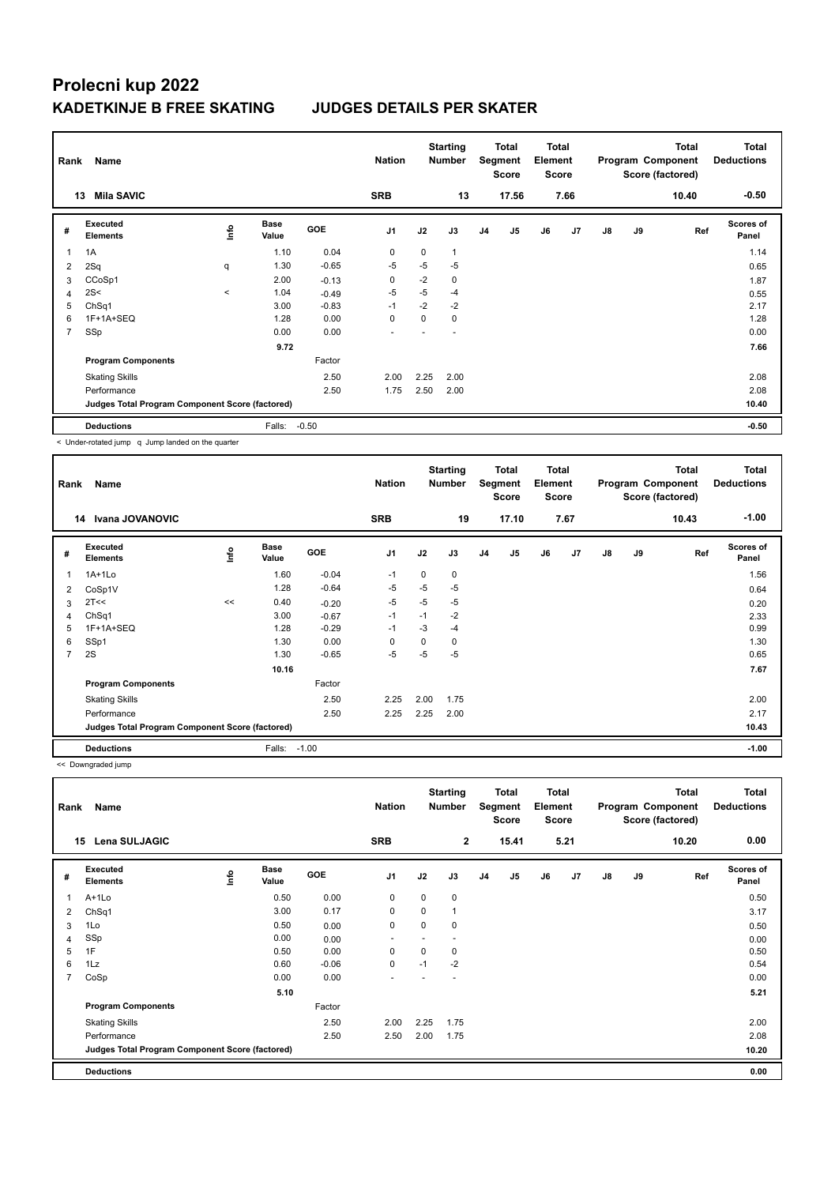# Prolecni kup 2022

## KADETKINJE B FREE SKATING JUDGES DETAILS PER SKATER

| Rank | Name | Nation | Starting Number | Total Segment Score | Total Element Score | Total Program Component Score (factored) | Total Deductions |
|---|---|---|---|---|---|---|---|
| 13 | Mila SAVIC | SRB | 13 | 17.56 | 7.66 | 10.40 | -0.50 |

| # | Executed Elements | Info | Base Value | GOE | J1 | J2 | J3 | J4 | J5 | J6 | J7 | J8 | J9 | Ref | Scores of Panel |
|---|---|---|---|---|---|---|---|---|---|---|---|---|---|---|---|
| 1 | 1A | | 1.10 | 0.04 | 0 | 0 | 1 | | | | | | | | 1.14 |
| 2 | 2Sq | q | 1.30 | -0.65 | -5 | -5 | -5 | | | | | | | | 0.65 |
| 3 | CCoSp1 | | 2.00 | -0.13 | 0 | -2 | 0 | | | | | | | | 1.87 |
| 4 | 2S< | < | 1.04 | -0.49 | -5 | -5 | -4 | | | | | | | | 0.55 |
| 5 | ChSq1 | | 3.00 | -0.83 | -1 | -2 | -2 | | | | | | | | 2.17 |
| 6 | 1F+1A+SEQ | | 1.28 | 0.00 | 0 | 0 | 0 | | | | | | | | 1.28 |
| 7 | SSp | | 0.00 | 0.00 | - | - | - | | | | | | | | 0.00 |
| | | | 9.72 | | | | | | | | | | | | 7.66 |
| | **Program Components** | | | Factor | | | | | | | | | | | |
| | Skating Skills | | | 2.50 | 2.00 | 2.25 | 2.00 | | | | | | | | 2.08 |
| | Performance | | | 2.50 | 1.75 | 2.50 | 2.00 | | | | | | | | 2.08 |
| | **Judges Total Program Component Score (factored)** | | | | | | | | | | | | | | 10.40 |
| | **Deductions** | | Falls: | -0.50 | | | | | | | | | | | -0.50 |

< Under-rotated jump q Jump landed on the quarter

| Rank | Name | Nation | Starting Number | Total Segment Score | Total Element Score | Total Program Component Score (factored) | Total Deductions |
|---|---|---|---|---|---|---|---|
| 14 | Ivana JOVANOVIC | SRB | 19 | 17.10 | 7.67 | 10.43 | -1.00 |

| # | Executed Elements | Info | Base Value | GOE | J1 | J2 | J3 | J4 | J5 | J6 | J7 | J8 | J9 | Ref | Scores of Panel |
|---|---|---|---|---|---|---|---|---|---|---|---|---|---|---|---|
| 1 | 1A+1Lo | | 1.60 | -0.04 | -1 | 0 | 0 | | | | | | | | 1.56 |
| 2 | CoSp1V | | 1.28 | -0.64 | -5 | -5 | -5 | | | | | | | | 0.64 |
| 3 | 2T<< | << | 0.40 | -0.20 | -5 | -5 | -5 | | | | | | | | 0.20 |
| 4 | ChSq1 | | 3.00 | -0.67 | -1 | -1 | -2 | | | | | | | | 2.33 |
| 5 | 1F+1A+SEQ | | 1.28 | -0.29 | -1 | -3 | -4 | | | | | | | | 0.99 |
| 6 | SSp1 | | 1.30 | 0.00 | 0 | 0 | 0 | | | | | | | | 1.30 |
| 7 | 2S | | 1.30 | -0.65 | -5 | -5 | -5 | | | | | | | | 0.65 |
| | | | 10.16 | | | | | | | | | | | | 7.67 |
| | **Program Components** | | | Factor | | | | | | | | | | | |
| | Skating Skills | | | 2.50 | 2.25 | 2.00 | 1.75 | | | | | | | | 2.00 |
| | Performance | | | 2.50 | 2.25 | 2.25 | 2.00 | | | | | | | | 2.17 |
| | **Judges Total Program Component Score (factored)** | | | | | | | | | | | | | | 10.43 |
| | **Deductions** | | Falls: | -1.00 | | | | | | | | | | | -1.00 |

<< Downgraded jump

| Rank | Name | Nation | Starting Number | Total Segment Score | Total Element Score | Total Program Component Score (factored) | Total Deductions |
|---|---|---|---|---|---|---|---|
| 15 | Lena SULJAGIC | SRB | 2 | 15.41 | 5.21 | 10.20 | 0.00 |

| # | Executed Elements | Info | Base Value | GOE | J1 | J2 | J3 | J4 | J5 | J6 | J7 | J8 | J9 | Ref | Scores of Panel |
|---|---|---|---|---|---|---|---|---|---|---|---|---|---|---|---|
| 1 | A+1Lo | | 0.50 | 0.00 | 0 | 0 | 0 | | | | | | | | 0.50 |
| 2 | ChSq1 | | 3.00 | 0.17 | 0 | 0 | 1 | | | | | | | | 3.17 |
| 3 | 1Lo | | 0.50 | 0.00 | 0 | 0 | 0 | | | | | | | | 0.50 |
| 4 | SSp | | 0.00 | 0.00 | - | - | - | | | | | | | | 0.00 |
| 5 | 1F | | 0.50 | 0.00 | 0 | 0 | 0 | | | | | | | | 0.50 |
| 6 | 1Lz | | 0.60 | -0.06 | 0 | -1 | -2 | | | | | | | | 0.54 |
| 7 | CoSp | | 0.00 | 0.00 | - | - | - | | | | | | | | 0.00 |
| | | | 5.10 | | | | | | | | | | | | 5.21 |
| | **Program Components** | | | Factor | | | | | | | | | | | |
| | Skating Skills | | | 2.50 | 2.00 | 2.25 | 1.75 | | | | | | | | 2.00 |
| | Performance | | | 2.50 | 2.50 | 2.00 | 1.75 | | | | | | | | 2.08 |
| | **Judges Total Program Component Score (factored)** | | | | | | | | | | | | | | 10.20 |
| | **Deductions** | | | | | | | | | | | | | | 0.00 |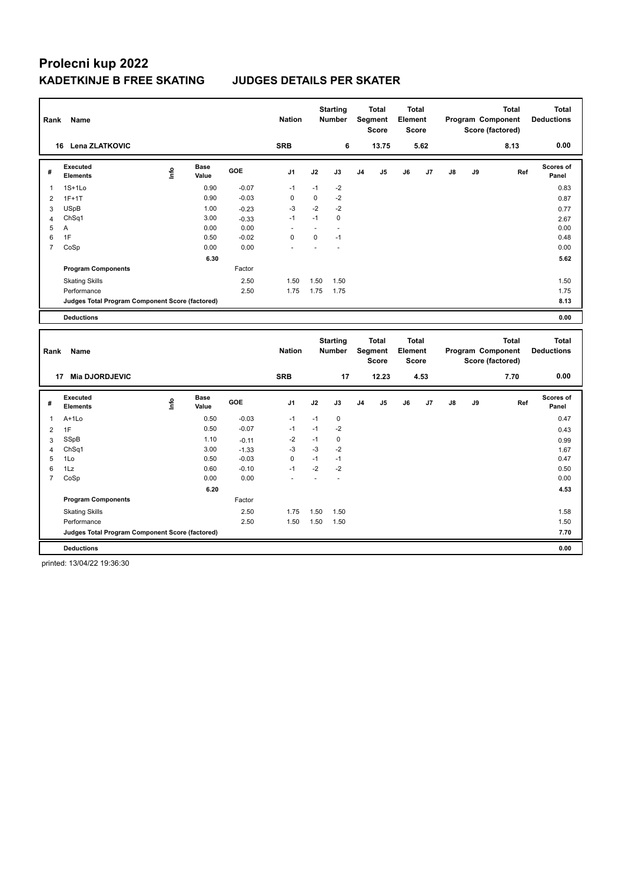# Prolecni kup 2022

## KADETKINJE B FREE SKATING JUDGES DETAILS PER SKATER

| Rank | Name | Nation | Starting Number | Total Segment Score | Total Element Score | Total Program Component Score (factored) | Total Deductions |
|---|---|---|---|---|---|---|---|
| 16 | Lena ZLATKOVIC | SRB | 6 | 13.75 | 5.62 | 8.13 | 0.00 |

| # | Executed Elements | Info | Base Value | GOE | J1 | J2 | J3 | J4 | J5 | J6 | J7 | J8 | J9 | Ref | Scores of Panel |
|---|---|---|---|---|---|---|---|---|---|---|---|---|---|---|---|
| 1 | 1S+1Lo | | 0.90 | -0.07 | -1 | -1 | -2 | | | | | | | | 0.83 |
| 2 | 1F+1T | | 0.90 | -0.03 | 0 | 0 | -2 | | | | | | | | 0.87 |
| 3 | USpB | | 1.00 | -0.23 | -3 | -2 | -2 | | | | | | | | 0.77 |
| 4 | ChSq1 | | 3.00 | -0.33 | -1 | -1 | 0 | | | | | | | | 2.67 |
| 5 | A | | 0.00 | 0.00 | - | - | - | | | | | | | | 0.00 |
| 6 | 1F | | 0.50 | -0.02 | 0 | 0 | -1 | | | | | | | | 0.48 |
| 7 | CoSp | | 0.00 | 0.00 | - | - | - | | | | | | | | 0.00 |
| | | | 6.30 | | | | | | | | | | | | 5.62 |
| | Program Components | | | Factor | | | | | | | | | | | |
| | Skating Skills | | | 2.50 | 1.50 | 1.50 | 1.50 | | | | | | | | 1.50 |
| | Performance | | | 2.50 | 1.75 | 1.75 | 1.75 | | | | | | | | 1.75 |
| | Judges Total Program Component Score (factored) | | | | | | | | | | | | | | 8.13 |
| | Deductions | | | | | | | | | | | | | | 0.00 |

| Rank | Name | Nation | Starting Number | Total Segment Score | Total Element Score | Total Program Component Score (factored) | Total Deductions |
|---|---|---|---|---|---|---|---|
| 17 | Mia DJORDJEVIC | SRB | 17 | 12.23 | 4.53 | 7.70 | 0.00 |

| # | Executed Elements | Info | Base Value | GOE | J1 | J2 | J3 | J4 | J5 | J6 | J7 | J8 | J9 | Ref | Scores of Panel |
|---|---|---|---|---|---|---|---|---|---|---|---|---|---|---|---|
| 1 | A+1Lo | | 0.50 | -0.03 | -1 | -1 | 0 | | | | | | | | 0.47 |
| 2 | 1F | | 0.50 | -0.07 | -1 | -1 | -2 | | | | | | | | 0.43 |
| 3 | SSpB | | 1.10 | -0.11 | -2 | -1 | 0 | | | | | | | | 0.99 |
| 4 | ChSq1 | | 3.00 | -1.33 | -3 | -3 | -2 | | | | | | | | 1.67 |
| 5 | 1Lo | | 0.50 | -0.03 | 0 | -1 | -1 | | | | | | | | 0.47 |
| 6 | 1Lz | | 0.60 | -0.10 | -1 | -2 | -2 | | | | | | | | 0.50 |
| 7 | CoSp | | 0.00 | 0.00 | - | - | - | | | | | | | | 0.00 |
| | | | 6.20 | | | | | | | | | | | | 4.53 |
| | Program Components | | | Factor | | | | | | | | | | | |
| | Skating Skills | | | 2.50 | 1.75 | 1.50 | 1.50 | | | | | | | | 1.58 |
| | Performance | | | 2.50 | 1.50 | 1.50 | 1.50 | | | | | | | | 1.50 |
| | Judges Total Program Component Score (factored) | | | | | | | | | | | | | | 7.70 |
| | Deductions | | | | | | | | | | | | | | 0.00 |

printed: 13/04/22 19:36:30